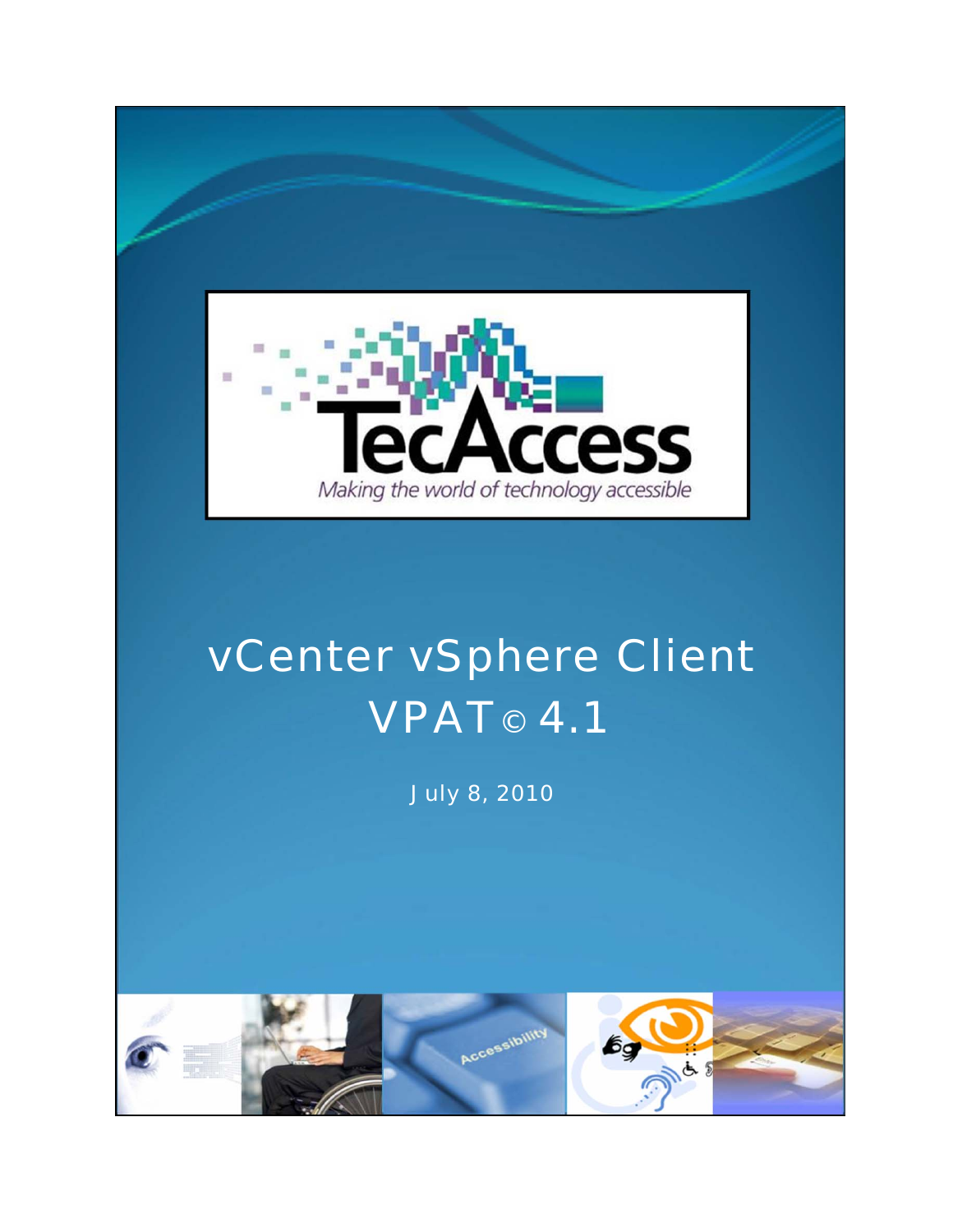TecAccess

*Making the world of technology accessible*

# vCenter vSphere Client VPAT© 4.1

July 8, 2010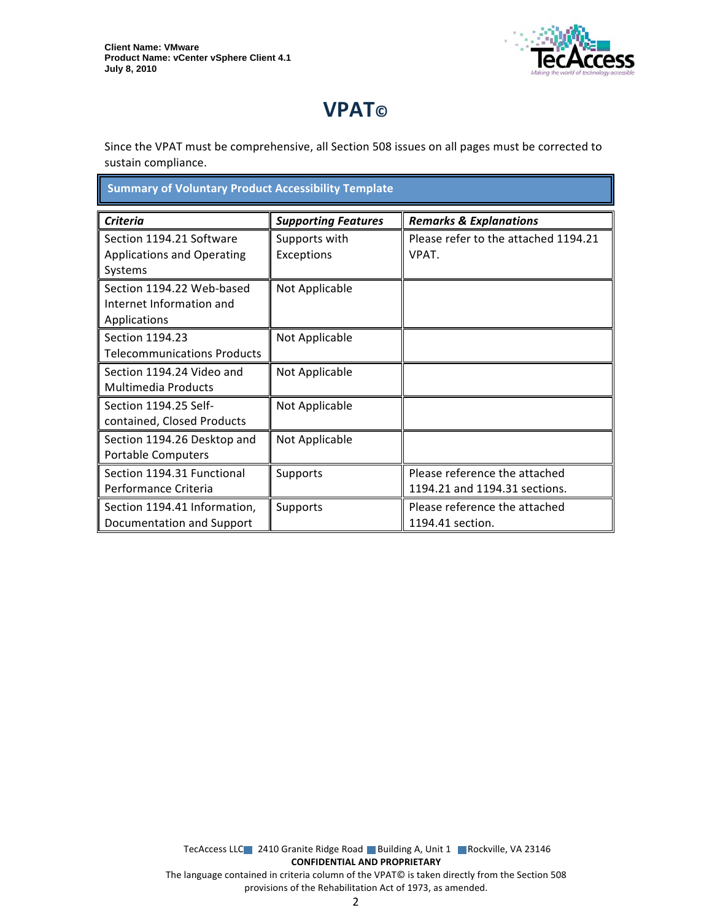# VPAT©

Since the VPAT must be comprehensive, all Section 508 issues on all pages must be corrected to sustain compliance.

| Summary of Voluntary Product Accessibility Template | | |
|---|---|---|
| ***Criteria*** | ***Supporting Features*** | ***Remarks & Explanations*** |
| Section 1194.21 Software Applications and Operating Systems | Supports with Exceptions | Please refer to the attached 1194.21 VPAT. |
| Section 1194.22 Web-based Internet Information and Applications | Not Applicable | |
| Section 1194.23 Telecommunications Products | Not Applicable | |
| Section 1194.24 Video and Multimedia Products | Not Applicable | |
| Section 1194.25 Self-contained, Closed Products | Not Applicable | |
| Section 1194.26 Desktop and Portable Computers | Not Applicable | |
| Section 1194.31 Functional Performance Criteria | Supports | Please reference the attached 1194.21 and 1194.31 sections. |
| Section 1194.41 Information, Documentation and Support | Supports | Please reference the attached 1194.41 section. |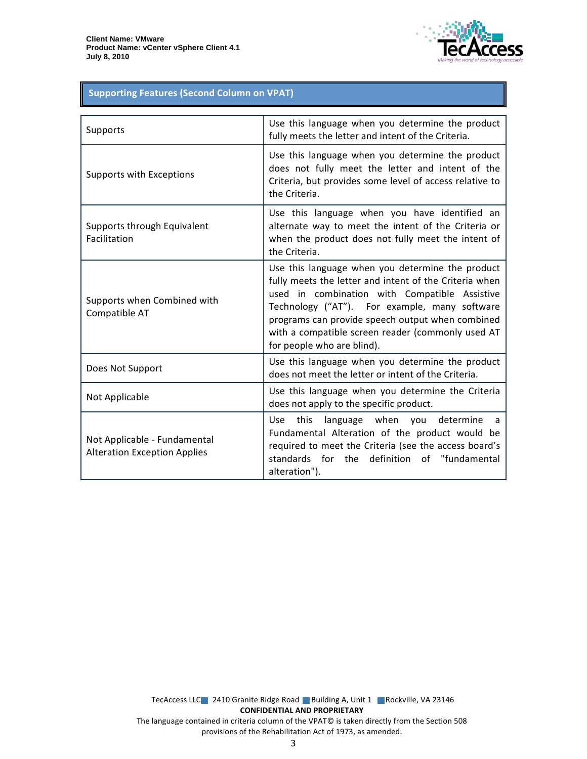## Supporting Features (Second Column on VPAT)

| | |
|---|---|
| Supports | Use this language when you determine the product fully meets the letter and intent of the Criteria. |
| Supports with Exceptions | Use this language when you determine the product does not fully meet the letter and intent of the Criteria, but provides some level of access relative to the Criteria. |
| Supports through Equivalent Facilitation | Use this language when you have identified an alternate way to meet the intent of the Criteria or when the product does not fully meet the intent of the Criteria. |
| Supports when Combined with Compatible AT | Use this language when you determine the product fully meets the letter and intent of the Criteria when used in combination with Compatible Assistive Technology ("AT"). For example, many software programs can provide speech output when combined with a compatible screen reader (commonly used AT for people who are blind). |
| Does Not Support | Use this language when you determine the product does not meet the letter or intent of the Criteria. |
| Not Applicable | Use this language when you determine the Criteria does not apply to the specific product. |
| Not Applicable - Fundamental Alteration Exception Applies | Use this language when you determine a Fundamental Alteration of the product would be required to meet the Criteria (see the access board's standards for the definition of "fundamental alteration"). |

TecAccess LLC 2410 Granite Ridge Road Building A, Unit 1 Rockville, VA 23146

**CONFIDENTIAL AND PROPRIETARY**

The language contained in criteria column of the VPAT© is taken directly from the Section 508 provisions of the Rehabilitation Act of 1973, as amended.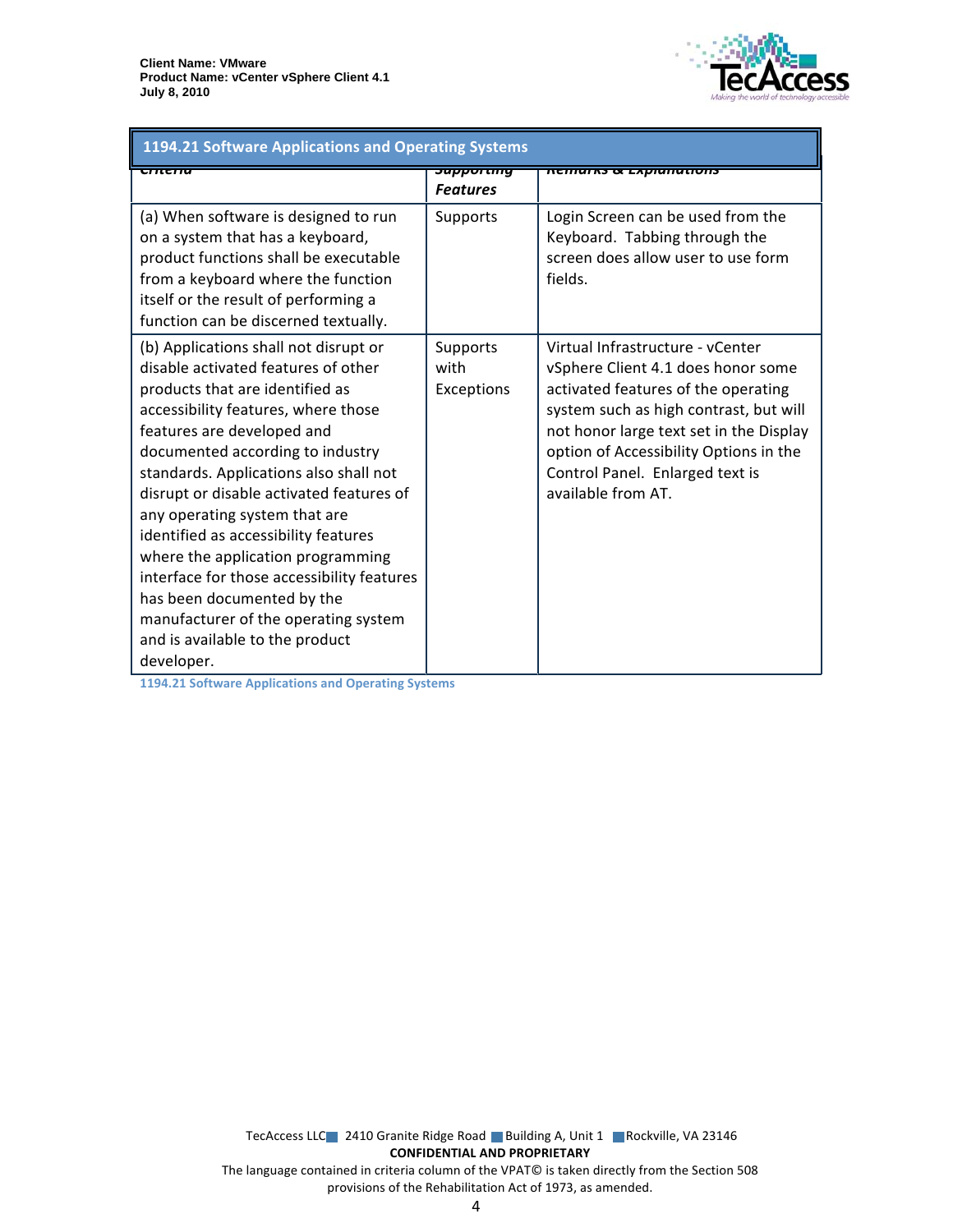| 1194.21 Software Applications and Operating Systems | | |
|---|---|---|
| Criteria | Supporting Features | Remarks & Explanations |
| (a) When software is designed to run on a system that has a keyboard, product functions shall be executable from a keyboard where the function itself or the result of performing a function can be discerned textually. | Supports | Login Screen can be used from the Keyboard. Tabbing through the screen does allow user to use form fields. |
| (b) Applications shall not disrupt or disable activated features of other products that are identified as accessibility features, where those features are developed and documented according to industry standards. Applications also shall not disrupt or disable activated features of any operating system that are identified as accessibility features where the application programming interface for those accessibility features has been documented by the manufacturer of the operating system and is available to the product developer. | Supports with Exceptions | Virtual Infrastructure - vCenter vSphere Client 4.1 does honor some activated features of the operating system such as high contrast, but will not honor large text set in the Display option of Accessibility Options in the Control Panel. Enlarged text is available from AT. |

1194.21 Software Applications and Operating Systems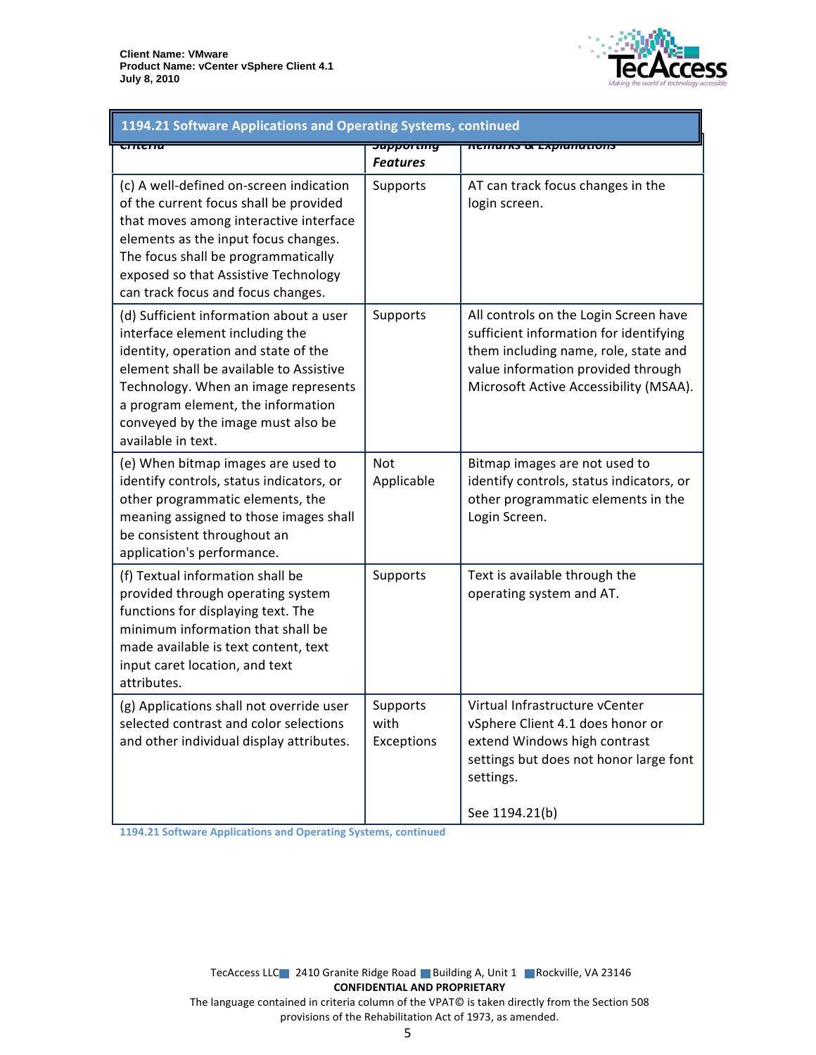| 1194.21 Software Applications and Operating Systems, continued | | |
|---|---|---|
| **Criteria** | **Supporting Features** | **Remarks & Explanations** |
| (c) A well-defined on-screen indication of the current focus shall be provided that moves among interactive interface elements as the input focus changes. The focus shall be programmatically exposed so that Assistive Technology can track focus and focus changes. | Supports | AT can track focus changes in the login screen. |
| (d) Sufficient information about a user interface element including the identity, operation and state of the element shall be available to Assistive Technology. When an image represents a program element, the information conveyed by the image must also be available in text. | Supports | All controls on the Login Screen have sufficient information for identifying them including name, role, state and value information provided through Microsoft Active Accessibility (MSAA). |
| (e) When bitmap images are used to identify controls, status indicators, or other programmatic elements, the meaning assigned to those images shall be consistent throughout an application's performance. | Not Applicable | Bitmap images are not used to identify controls, status indicators, or other programmatic elements in the Login Screen. |
| (f) Textual information shall be provided through operating system functions for displaying text. The minimum information that shall be made available is text content, text input caret location, and text attributes. | Supports | Text is available through the operating system and AT. |
| (g) Applications shall not override user selected contrast and color selections and other individual display attributes. | Supports with Exceptions | Virtual Infrastructure vCenter vSphere Client 4.1 does honor or extend Windows high contrast settings but does not honor large font settings.<br><br>See 1194.21(b) |

1194.21 Software Applications and Operating Systems, continued

TecAccess LLC 2410 Granite Ridge Road Building A, Unit 1 Rockville, VA 23146
**CONFIDENTIAL AND PROPRIETARY**
The language contained in criteria column of the VPAT© is taken directly from the Section 508 provisions of the Rehabilitation Act of 1973, as amended.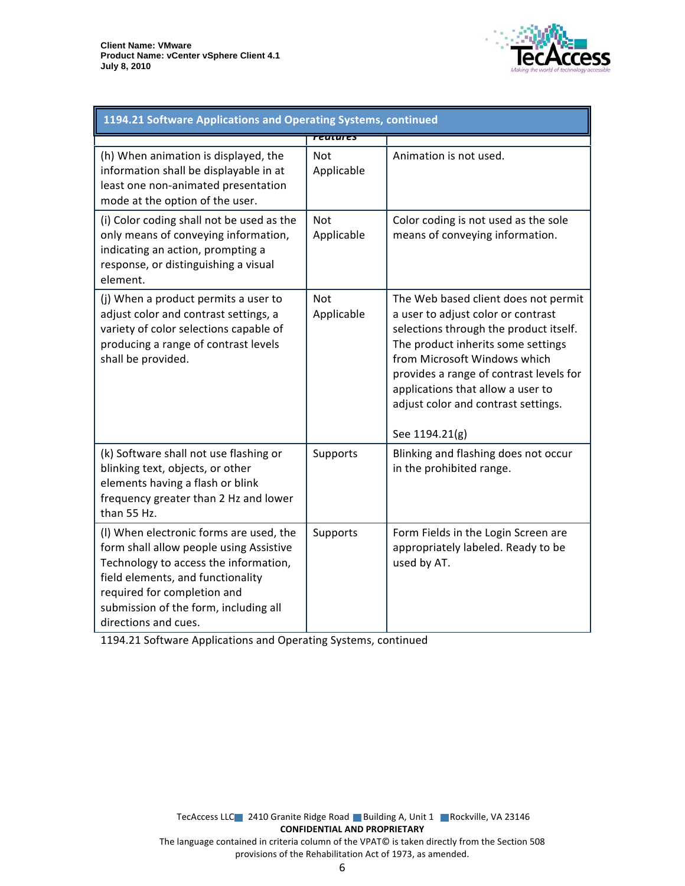| 1194.21 Software Applications and Operating Systems, continued | | |
|---|---|---|
| | Features | |
| (h) When animation is displayed, the information shall be displayable in at least one non-animated presentation mode at the option of the user. | Not Applicable | Animation is not used. |
| (i) Color coding shall not be used as the only means of conveying information, indicating an action, prompting a response, or distinguishing a visual element. | Not Applicable | Color coding is not used as the sole means of conveying information. |
| (j) When a product permits a user to adjust color and contrast settings, a variety of color selections capable of producing a range of contrast levels shall be provided. | Not Applicable | The Web based client does not permit a user to adjust color or contrast selections through the product itself. The product inherits some settings from Microsoft Windows which provides a range of contrast levels for applications that allow a user to adjust color and contrast settings.<br><br>See 1194.21(g) |
| (k) Software shall not use flashing or blinking text, objects, or other elements having a flash or blink frequency greater than 2 Hz and lower than 55 Hz. | Supports | Blinking and flashing does not occur in the prohibited range. |
| (l) When electronic forms are used, the form shall allow people using Assistive Technology to access the information, field elements, and functionality required for completion and submission of the form, including all directions and cues. | Supports | Form Fields in the Login Screen are appropriately labeled. Ready to be used by AT. |

1194.21 Software Applications and Operating Systems, continued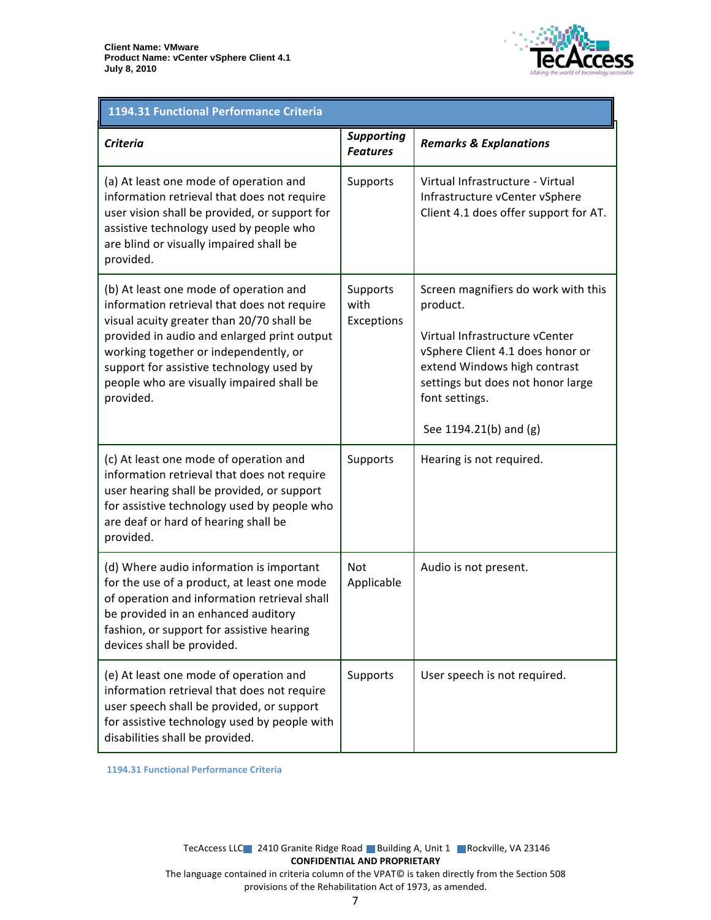| 1194.31 Functional Performance Criteria | | |
|---|---|---|
| ***Criteria*** | ***Supporting Features*** | ***Remarks & Explanations*** |
| (a) At least one mode of operation and information retrieval that does not require user vision shall be provided, or support for assistive technology used by people who are blind or visually impaired shall be provided. | Supports | Virtual Infrastructure - Virtual Infrastructure vCenter vSphere Client 4.1 does offer support for AT. |
| (b) At least one mode of operation and information retrieval that does not require visual acuity greater than 20/70 shall be provided in audio and enlarged print output working together or independently, or support for assistive technology used by people who are visually impaired shall be provided. | Supports with Exceptions | Screen magnifiers do work with this product.<br><br>Virtual Infrastructure vCenter vSphere Client 4.1 does honor or extend Windows high contrast settings but does not honor large font settings.<br><br>See 1194.21(b) and (g) |
| (c) At least one mode of operation and information retrieval that does not require user hearing shall be provided, or support for assistive technology used by people who are deaf or hard of hearing shall be provided. | Supports | Hearing is not required. |
| (d) Where audio information is important for the use of a product, at least one mode of operation and information retrieval shall be provided in an enhanced auditory fashion, or support for assistive hearing devices shall be provided. | Not Applicable | Audio is not present. |
| (e) At least one mode of operation and information retrieval that does not require user speech shall be provided, or support for assistive technology used by people with disabilities shall be provided. | Supports | User speech is not required. |

1194.31 Functional Performance Criteria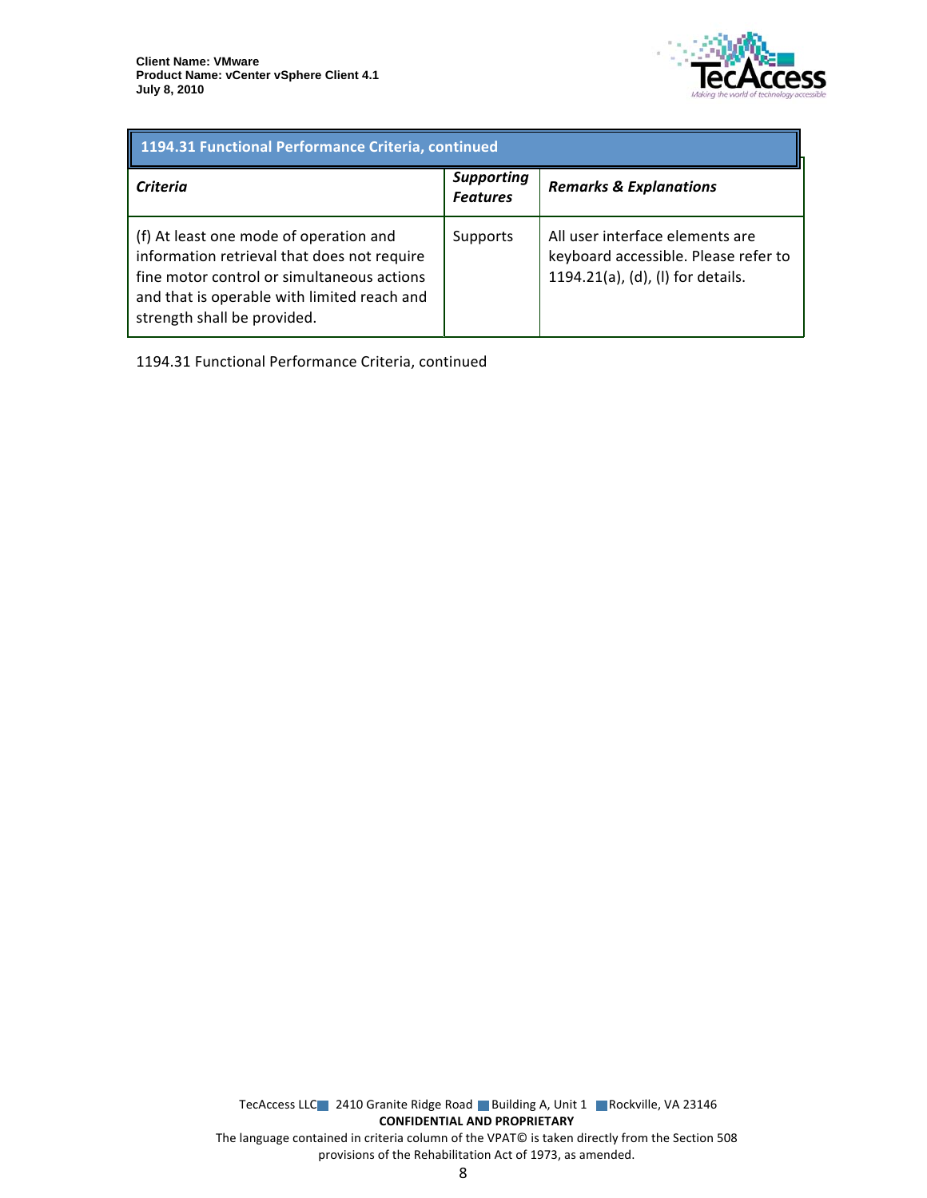| 1194.31 Functional Performance Criteria, continued | | |
|---|---|---|
| ***Criteria*** | ***Supporting Features*** | ***Remarks & Explanations*** |
| (f) At least one mode of operation and information retrieval that does not require fine motor control or simultaneous actions and that is operable with limited reach and strength shall be provided. | Supports | All user interface elements are keyboard accessible. Please refer to 1194.21(a), (d), (l) for details. |

1194.31 Functional Performance Criteria, continued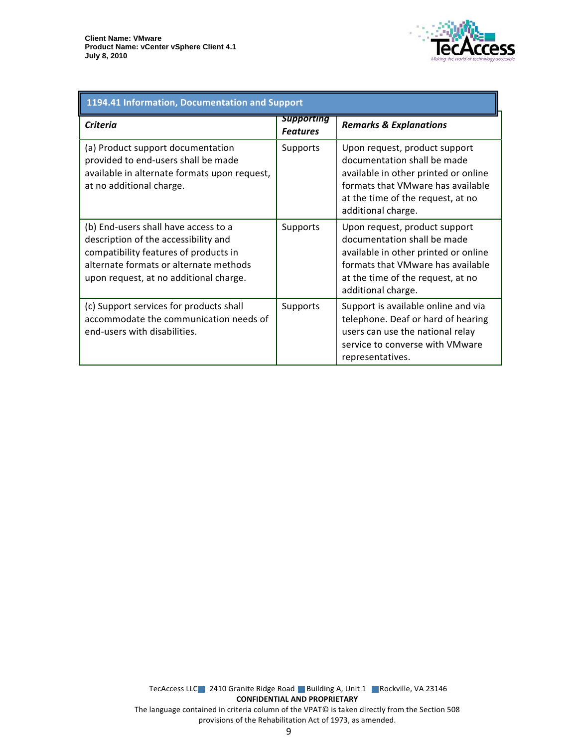| 1194.41 Information, Documentation and Support | | |
|---|---|---|
| ***Criteria*** | ***Supporting Features*** | ***Remarks & Explanations*** |
| (a) Product support documentation provided to end-users shall be made available in alternate formats upon request, at no additional charge. | Supports | Upon request, product support documentation shall be made available in other printed or online formats that VMware has available at the time of the request, at no additional charge. |
| (b) End-users shall have access to a description of the accessibility and compatibility features of products in alternate formats or alternate methods upon request, at no additional charge. | Supports | Upon request, product support documentation shall be made available in other printed or online formats that VMware has available at the time of the request, at no additional charge. |
| (c) Support services for products shall accommodate the communication needs of end-users with disabilities. | Supports | Support is available online and via telephone. Deaf or hard of hearing users can use the national relay service to converse with VMware representatives. |